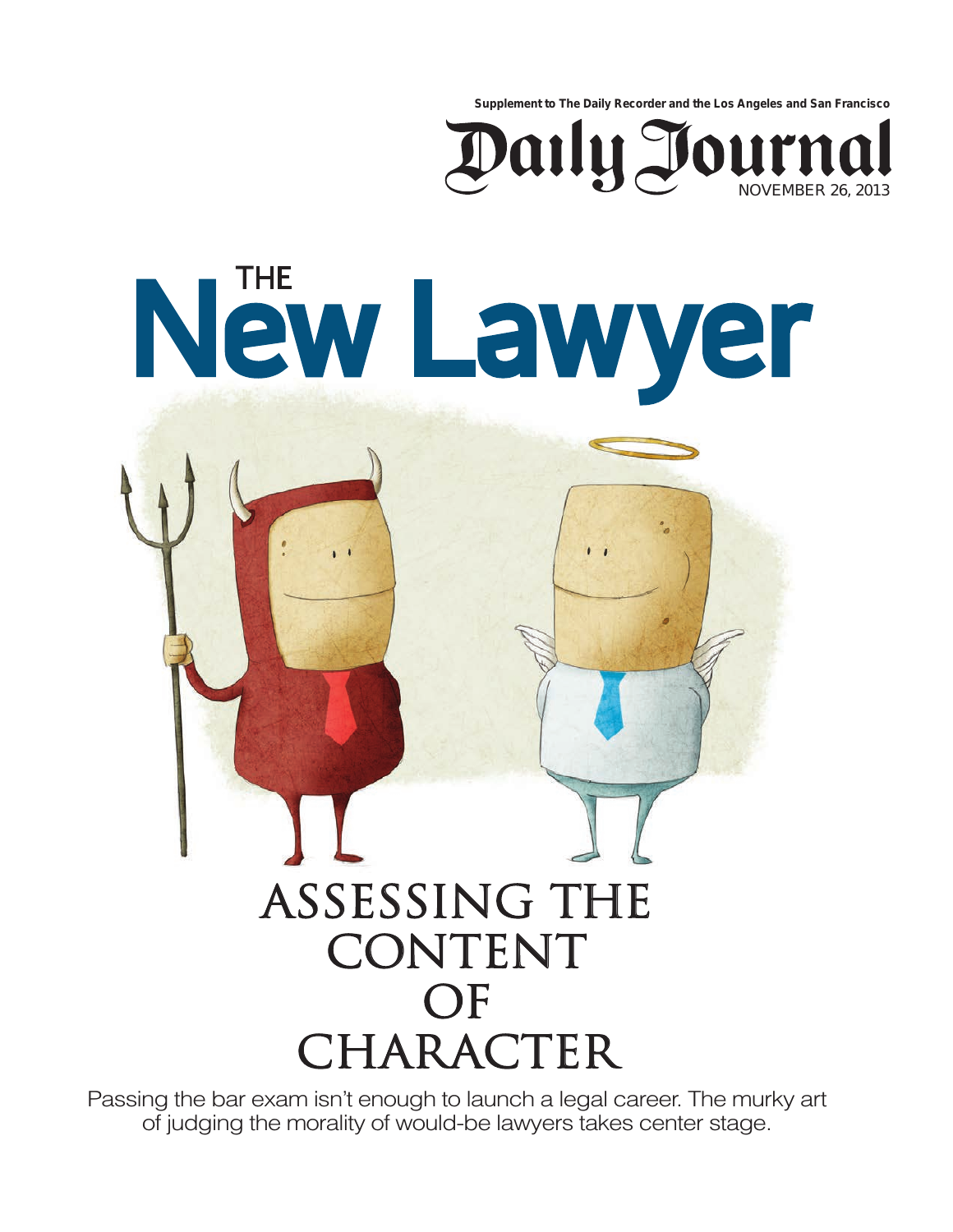Supplement to The Daily Recorder and the Los Angeles and San Francisco

**Daily Journal**

NOVEMBER 26, 2013

# THE New Lawyer

## ASSESSING THE CONTENT OF CHARACTER

Passing the bar exam isn't enough to launch a legal career. The murky art of judging the morality of would-be lawyers takes center stage.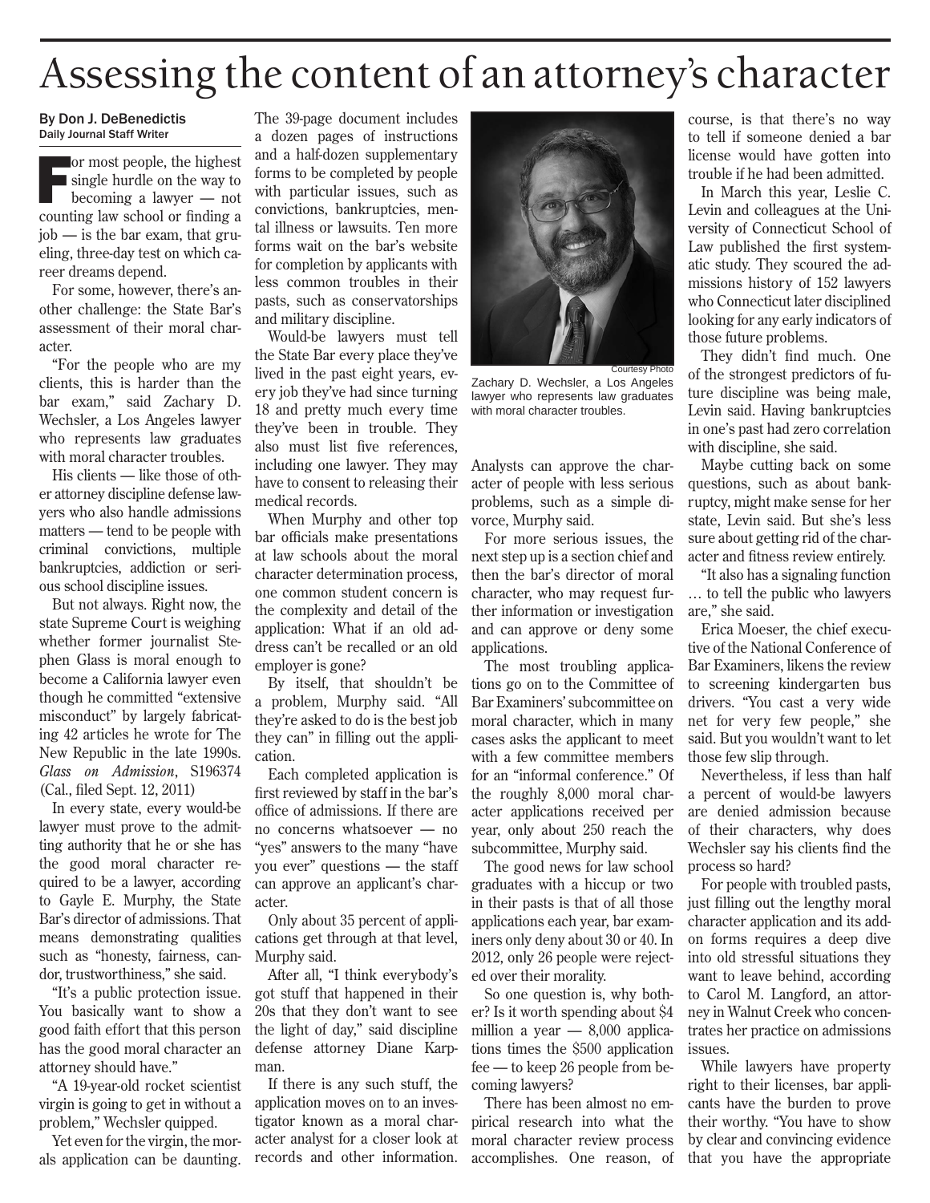# Assessing the content of an attorney's character

By Don J. DeBenedictis
Daily Journal Staff Writer

For most people, the highest single hurdle on the way to becoming a lawyer — not counting law school or finding a job — is the bar exam, that grueling, three-day test on which career dreams depend.

For some, however, there's another challenge: the State Bar's assessment of their moral character.

"For the people who are my clients, this is harder than the bar exam," said Zachary D. Wechsler, a Los Angeles lawyer who represents law graduates with moral character troubles.

His clients — like those of other attorney discipline defense lawyers who also handle admissions matters — tend to be people with criminal convictions, multiple bankruptcies, addiction or serious school discipline issues.

But not always. Right now, the state Supreme Court is weighing whether former journalist Stephen Glass is moral enough to become a California lawyer even though he committed "extensive misconduct" by largely fabricating 42 articles he wrote for The New Republic in the late 1990s. *Glass on Admission*, S196374 (Cal., filed Sept. 12, 2011)

In every state, every would-be lawyer must prove to the admitting authority that he or she has the good moral character required to be a lawyer, according to Gayle E. Murphy, the State Bar's director of admissions. That means demonstrating qualities such as "honesty, fairness, candor, trustworthiness," she said.

"It's a public protection issue. You basically want to show a good faith effort that this person has the good moral character an attorney should have."

"A 19-year-old rocket scientist virgin is going to get in without a problem," Wechsler quipped.

Yet even for the virgin, the morals application can be daunting. The 39-page document includes a dozen pages of instructions and a half-dozen supplementary forms to be completed by people with particular issues, such as convictions, bankruptcies, mental illness or lawsuits. Ten more forms wait on the bar's website for completion by applicants with less common troubles in their pasts, such as conservatorships and military discipline.

Would-be lawyers must tell the State Bar every place they've lived in the past eight years, every job they've had since turning 18 and pretty much every time they've been in trouble. They also must list five references, including one lawyer. They may have to consent to releasing their medical records.

When Murphy and other top bar officials make presentations at law schools about the moral character determination process, one common student concern is the complexity and detail of the application: What if an old address can't be recalled or an old employer is gone?

By itself, that shouldn't be a problem, Murphy said. "All they're asked to do is the best job they can" in filling out the application.

Each completed application is first reviewed by staff in the bar's office of admissions. If there are no concerns whatsoever — no "yes" answers to the many "have you ever" questions — the staff can approve an applicant's character.

Only about 35 percent of applications get through at that level, Murphy said.

After all, "I think everybody's got stuff that happened in their 20s that they don't want to see the light of day," said discipline defense attorney Diane Karpman.

If there is any such stuff, the application moves on to an investigator known as a moral character analyst for a closer look at records and other information.

Courtesy Photo

Zachary D. Wechsler, a Los Angeles lawyer who represents law graduates with moral character troubles.

Analysts can approve the character of people with less serious problems, such as a simple divorce, Murphy said.

For more serious issues, the next step up is a section chief and then the bar's director of moral character, who may request further information or investigation and can approve or deny some applications.

The most troubling applications go on to the Committee of Bar Examiners' subcommittee on moral character, which in many cases asks the applicant to meet with a few committee members for an "informal conference." Of the roughly 8,000 moral character applications received per year, only about 250 reach the subcommittee, Murphy said.

The good news for law school graduates with a hiccup or two in their pasts is that of all those applications each year, bar examiners only deny about 30 or 40. In 2012, only 26 people were rejected over their morality.

So one question is, why bother? Is it worth spending about $4 million a year — 8,000 applications times the $500 application fee — to keep 26 people from becoming lawyers?

There has been almost no empirical research into what the moral character review process accomplishes. One reason, of course, is that there's no way to tell if someone denied a bar license would have gotten into trouble if he had been admitted.

In March this year, Leslie C. Levin and colleagues at the University of Connecticut School of Law published the first systematic study. They scoured the admissions history of 152 lawyers who Connecticut later disciplined looking for any early indicators of those future problems.

They didn't find much. One of the strongest predictors of future discipline was being male, Levin said. Having bankruptcies in one's past had zero correlation with discipline, she said.

Maybe cutting back on some questions, such as about bankruptcy, might make sense for her state, Levin said. But she's less sure about getting rid of the character and fitness review entirely.

"It also has a signaling function … to tell the public who lawyers are," she said.

Erica Moeser, the chief executive of the National Conference of Bar Examiners, likens the review to screening kindergarten bus drivers. "You cast a very wide net for very few people," she said. But you wouldn't want to let those few slip through.

Nevertheless, if less than half a percent of would-be lawyers are denied admission because of their characters, why does Wechsler say his clients find the process so hard?

For people with troubled pasts, just filling out the lengthy moral character application and its add-on forms requires a deep dive into old stressful situations they want to leave behind, according to Carol M. Langford, an attorney in Walnut Creek who concentrates her practice on admissions issues.

While lawyers have property right to their licenses, bar applicants have the burden to prove their worthy. "You have to show by clear and convincing evidence that you have the appropriate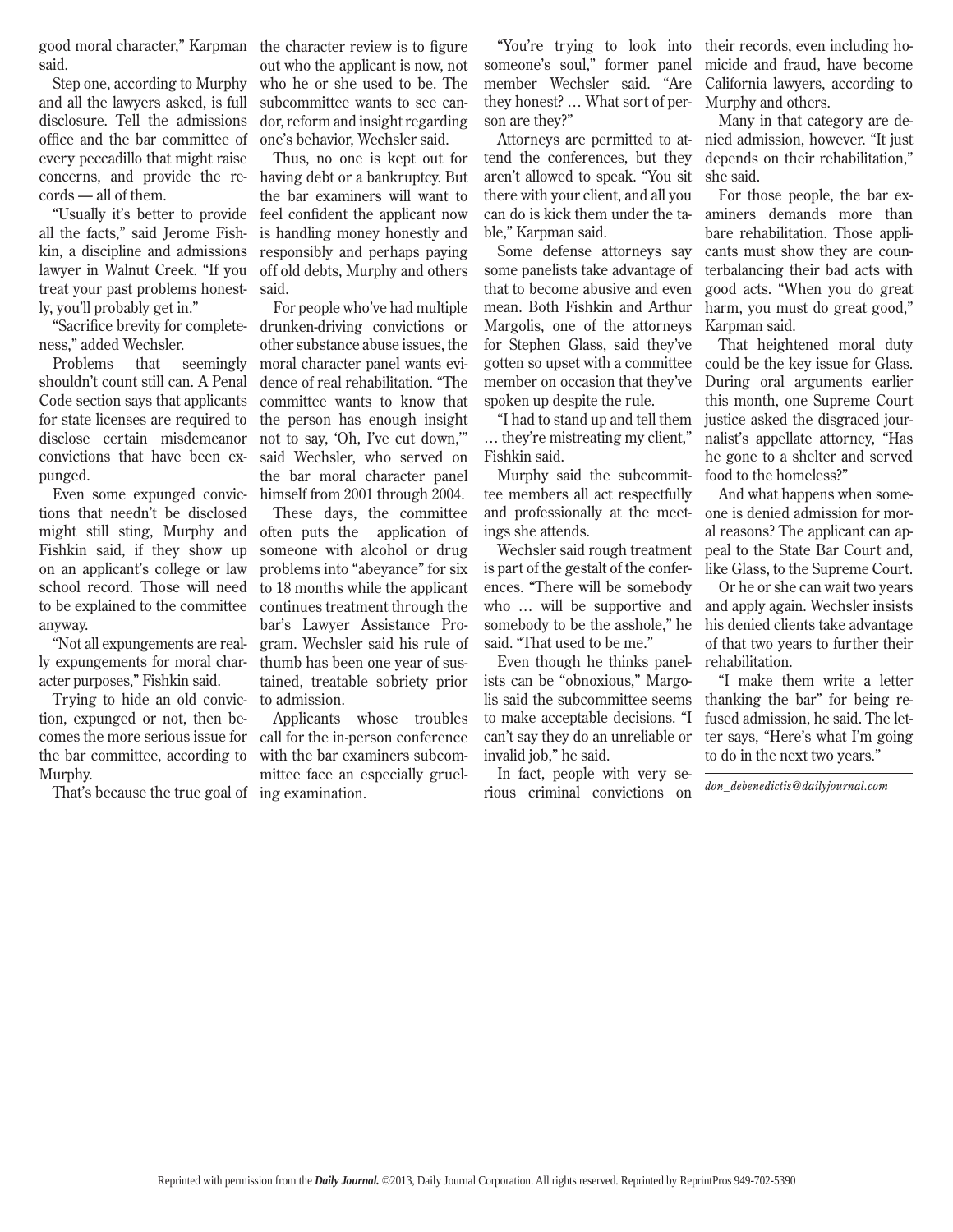good moral character," Karpman said.

Step one, according to Murphy and all the lawyers asked, is full disclosure. Tell the admissions office and the bar committee of every peccadillo that might raise concerns, and provide the records — all of them.

"Usually it's better to provide all the facts," said Jerome Fishkin, a discipline and admissions lawyer in Walnut Creek. "If you treat your past problems honestly, you'll probably get in."

"Sacrifice brevity for completeness," added Wechsler.

Problems that seemingly shouldn't count still can. A Penal Code section says that applicants for state licenses are required to disclose certain misdemeanor convictions that have been expunged.

Even some expunged convictions that needn't be disclosed might still sting, Murphy and Fishkin said, if they show up on an applicant's college or law school record. Those will need to be explained to the committee anyway.

"Not all expungements are really expungements for moral character purposes," Fishkin said.

Trying to hide an old conviction, expunged or not, then becomes the more serious issue for the bar committee, according to Murphy.

That's because the true goal of the character review is to figure out who the applicant is now, not who he or she used to be. The subcommittee wants to see candor, reform and insight regarding one's behavior, Wechsler said.

Thus, no one is kept out for having debt or a bankruptcy. But the bar examiners will want to feel confident the applicant now is handling money honestly and responsibly and perhaps paying off old debts, Murphy and others said.

For people who've had multiple drunken-driving convictions or other substance abuse issues, the moral character panel wants evidence of real rehabilitation. "The committee wants to know that the person has enough insight not to say, 'Oh, I've cut down,'" said Wechsler, who served on the bar moral character panel himself from 2001 through 2004.

These days, the committee often puts the application of someone with alcohol or drug problems into "abeyance" for six to 18 months while the applicant continues treatment through the bar's Lawyer Assistance Program. Wechsler said his rule of thumb has been one year of sustained, treatable sobriety prior to admission.

Applicants whose troubles call for the in-person conference with the bar examiners subcommittee face an especially grueling examination.

"You're trying to look into someone's soul," former panel member Wechsler said. "Are they honest? … What sort of person are they?"

Attorneys are permitted to attend the conferences, but they aren't allowed to speak. "You sit there with your client, and all you can do is kick them under the table," Karpman said.

Some defense attorneys say some panelists take advantage of that to become abusive and even mean. Both Fishkin and Arthur Margolis, one of the attorneys for Stephen Glass, said they've gotten so upset with a committee member on occasion that they've spoken up despite the rule.

"I had to stand up and tell them … they're mistreating my client," Fishkin said.

Murphy said the subcommittee members all act respectfully and professionally at the meetings she attends.

Wechsler said rough treatment is part of the gestalt of the conferences. "There will be somebody who … will be supportive and somebody to be the asshole," he said. "That used to be me."

Even though he thinks panelists can be "obnoxious," Margolis said the subcommittee seems to make acceptable decisions. "I can't say they do an unreliable or invalid job," he said.

In fact, people with very serious criminal convictions on their records, even including homicide and fraud, have become California lawyers, according to Murphy and others.

Many in that category are denied admission, however. "It just depends on their rehabilitation," she said.

For those people, the bar examiners demands more than bare rehabilitation. Those applicants must show they are counterbalancing their bad acts with good acts. "When you do great harm, you must do great good," Karpman said.

That heightened moral duty could be the key issue for Glass. During oral arguments earlier this month, one Supreme Court justice asked the disgraced journalist's appellate attorney, "Has he gone to a shelter and served food to the homeless?"

And what happens when someone is denied admission for moral reasons? The applicant can appeal to the State Bar Court and, like Glass, to the Supreme Court.

Or he or she can wait two years and apply again. Wechsler insists his denied clients take advantage of that two years to further their rehabilitation.

"I make them write a letter thanking the bar" for being refused admission, he said. The letter says, "Here's what I'm going to do in the next two years."

---

*don_debenedictis@dailyjournal.com*

Reprinted with permission from the ***Daily Journal.*** ©2013, Daily Journal Corporation. All rights reserved. Reprinted by ReprintPros 949-702-5390